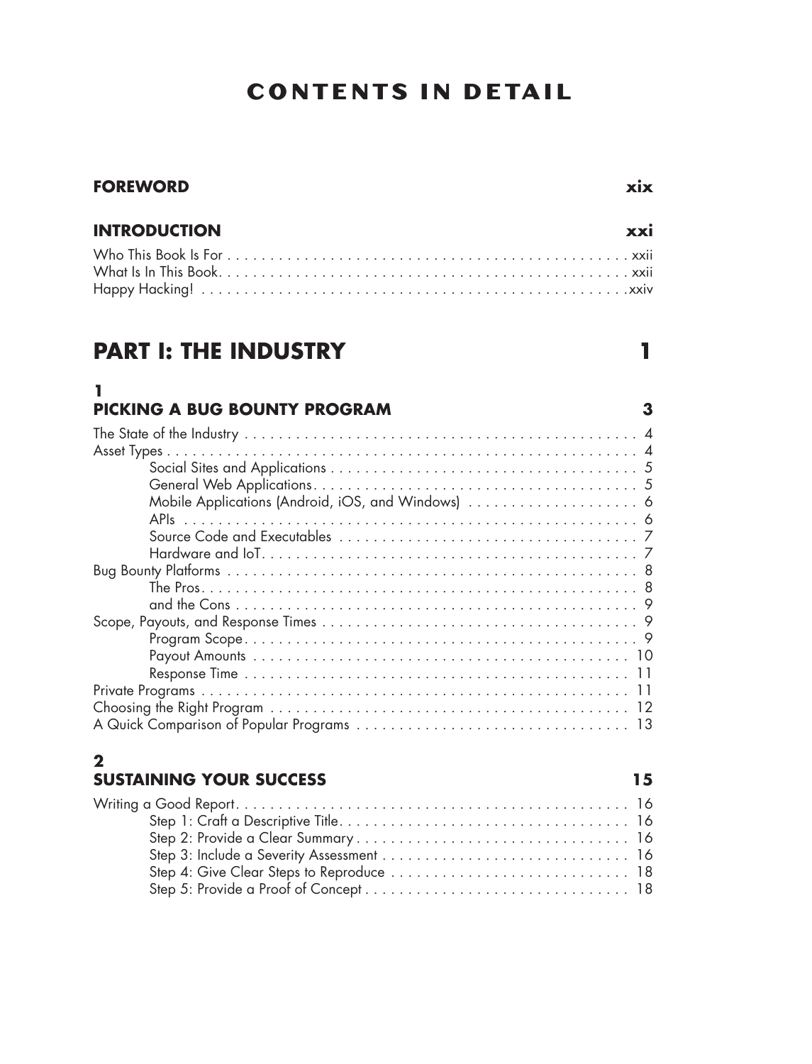# CONTENTS IN DETAIL

**FOREWORD** **xix**

**INTRODUCTION** **xxi**

Who This Book Is For . . . . . . . . . . xxii
What Is In This Book. . . . . . . . . . xxii
Happy Hacking! . . . . . . . . . . xxiv

## PART I: THE INDUSTRY 1

### 1
### PICKING A BUG BOUNTY PROGRAM 3

The State of the Industry . . . . . . . . . . 4
Asset Types . . . . . . . . . . 4
- Social Sites and Applications . . . . . . . . . . 5
- General Web Applications. . . . . . . . . . 5
- Mobile Applications (Android, iOS, and Windows) . . . . . . . . . . 6
- APIs . . . . . . . . . . 6
- Source Code and Executables . . . . . . . . . . 7
- Hardware and IoT. . . . . . . . . . 7

Bug Bounty Platforms . . . . . . . . . . 8
- The Pros. . . . . . . . . . 8
- . . . and the Cons . . . . . . . . . . 9

Scope, Payouts, and Response Times . . . . . . . . . . 9
- Program Scope. . . . . . . . . . 9
- Payout Amounts . . . . . . . . . . 10
- Response Time . . . . . . . . . . 11

Private Programs . . . . . . . . . . 11
Choosing the Right Program . . . . . . . . . . 12
A Quick Comparison of Popular Programs . . . . . . . . . . 13

### 2
### SUSTAINING YOUR SUCCESS 15

Writing a Good Report. . . . . . . . . . 16
- Step 1: Craft a Descriptive Title. . . . . . . . . . 16
- Step 2: Provide a Clear Summary . . . . . . . . . . 16
- Step 3: Include a Severity Assessment . . . . . . . . . . 16
- Step 4: Give Clear Steps to Reproduce . . . . . . . . . . 18
- Step 5: Provide a Proof of Concept . . . . . . . . . . 18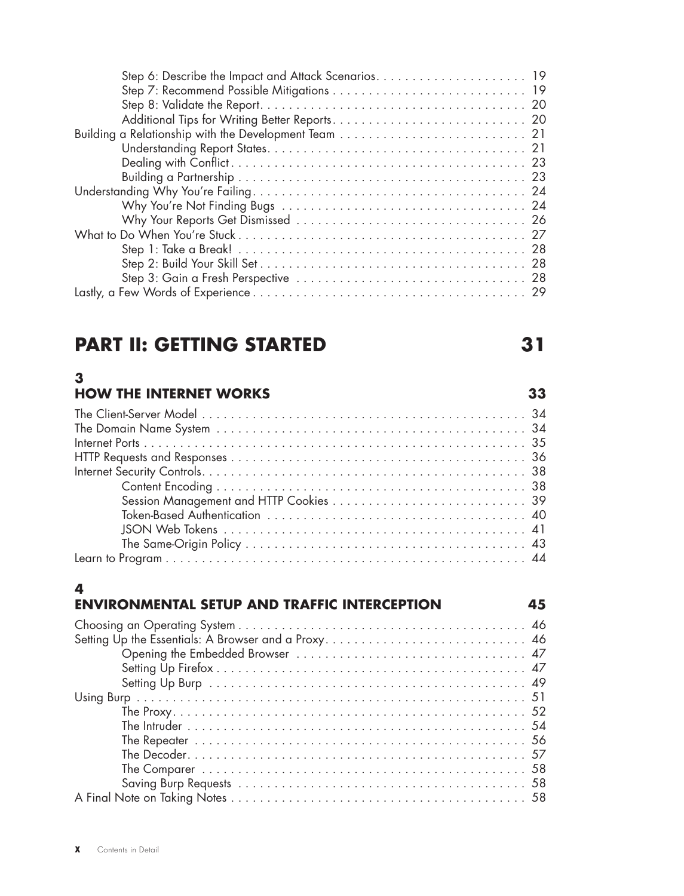Step 6: Describe the Impact and Attack Scenarios . . . . . . . . . . 19
Step 7: Recommend Possible Mitigations . . . . . . . . . . 19
Step 8: Validate the Report . . . . . . . . . . 20
Additional Tips for Writing Better Reports . . . . . . . . . . 20
Building a Relationship with the Development Team . . . . . . . . . . 21
Understanding Report States . . . . . . . . . . 21
Dealing with Conflict . . . . . . . . . . 23
Building a Partnership . . . . . . . . . . 23
Understanding Why You're Failing . . . . . . . . . . 24
Why You're Not Finding Bugs . . . . . . . . . . 24
Why Your Reports Get Dismissed . . . . . . . . . . 26
What to Do When You're Stuck . . . . . . . . . . 27
Step 1: Take a Break! . . . . . . . . . . 28
Step 2: Build Your Skill Set . . . . . . . . . . 28
Step 3: Gain a Fresh Perspective . . . . . . . . . . 28
Lastly, a Few Words of Experience . . . . . . . . . . 29

# PART II: GETTING STARTED 31

## 3 HOW THE INTERNET WORKS 33

The Client-Server Model . . . . . . . . . . 34
The Domain Name System . . . . . . . . . . 34
Internet Ports . . . . . . . . . . 35
HTTP Requests and Responses . . . . . . . . . . 36
Internet Security Controls . . . . . . . . . . 38
Content Encoding . . . . . . . . . . 38
Session Management and HTTP Cookies . . . . . . . . . . 39
Token-Based Authentication . . . . . . . . . . 40
JSON Web Tokens . . . . . . . . . . 41
The Same-Origin Policy . . . . . . . . . . 43
Learn to Program . . . . . . . . . . 44

## 4 ENVIRONMENTAL SETUP AND TRAFFIC INTERCEPTION 45

Choosing an Operating System . . . . . . . . . . 46
Setting Up the Essentials: A Browser and a Proxy . . . . . . . . . . 46
Opening the Embedded Browser . . . . . . . . . . 47
Setting Up Firefox . . . . . . . . . . 47
Setting Up Burp . . . . . . . . . . 49
Using Burp . . . . . . . . . . 51
The Proxy . . . . . . . . . . 52
The Intruder . . . . . . . . . . 54
The Repeater . . . . . . . . . . 56
The Decoder . . . . . . . . . . 57
The Comparer . . . . . . . . . . 58
Saving Burp Requests . . . . . . . . . . 58
A Final Note on Taking Notes . . . . . . . . . . 58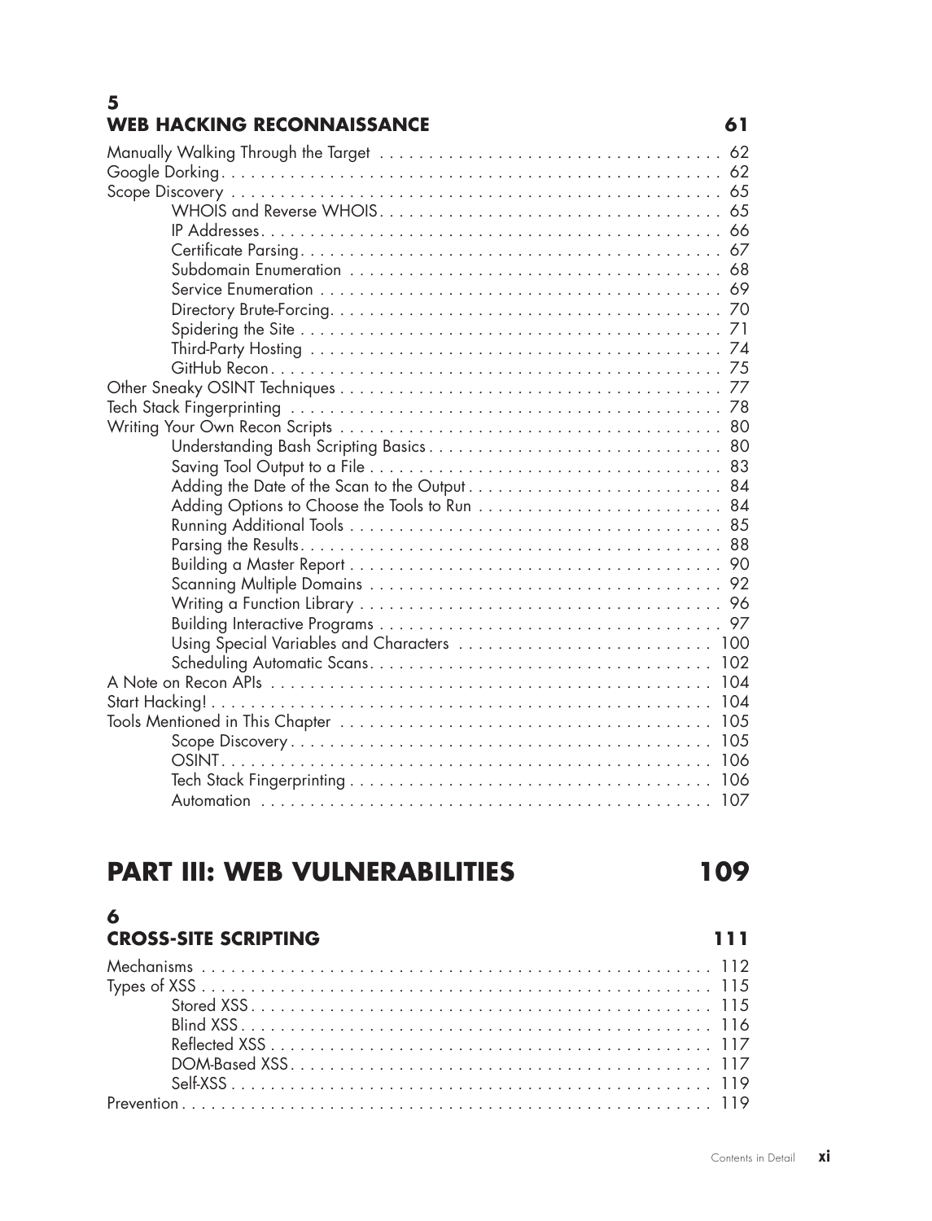## 5
## WEB HACKING RECONNAISSANCE 61

Manually Walking Through the Target . . . . . . . . . . . . . . . . . . . . . . . . . . . . . . . . . . . 62
Google Dorking . . . . . . . . . . . . . . . . . . . . . . . . . . . . . . . . . . . . . . . . . . . . . . . . . . . . 62
Scope Discovery . . . . . . . . . . . . . . . . . . . . . . . . . . . . . . . . . . . . . . . . . . . . . . . . . . . 65
- WHOIS and Reverse WHOIS . . . . . . . . . . . . . . . . . . . . . . . . . . . . . . . . . . . 65
- IP Addresses . . . . . . . . . . . . . . . . . . . . . . . . . . . . . . . . . . . . . . . . . . . . . . . . 66
- Certificate Parsing . . . . . . . . . . . . . . . . . . . . . . . . . . . . . . . . . . . . . . . . . . . 67
- Subdomain Enumeration . . . . . . . . . . . . . . . . . . . . . . . . . . . . . . . . . . . . . . 68
- Service Enumeration . . . . . . . . . . . . . . . . . . . . . . . . . . . . . . . . . . . . . . . . . 69
- Directory Brute-Forcing . . . . . . . . . . . . . . . . . . . . . . . . . . . . . . . . . . . . . . . 70
- Spidering the Site . . . . . . . . . . . . . . . . . . . . . . . . . . . . . . . . . . . . . . . . . . . 71
- Third-Party Hosting . . . . . . . . . . . . . . . . . . . . . . . . . . . . . . . . . . . . . . . . . . 74
- GitHub Recon . . . . . . . . . . . . . . . . . . . . . . . . . . . . . . . . . . . . . . . . . . . . . . 75

Other Sneaky OSINT Techniques . . . . . . . . . . . . . . . . . . . . . . . . . . . . . . . . . . . . . . . 77
Tech Stack Fingerprinting . . . . . . . . . . . . . . . . . . . . . . . . . . . . . . . . . . . . . . . . . . . . 78
Writing Your Own Recon Scripts . . . . . . . . . . . . . . . . . . . . . . . . . . . . . . . . . . . . . . . 80
- Understanding Bash Scripting Basics . . . . . . . . . . . . . . . . . . . . . . . . . . . . . . 80
- Saving Tool Output to a File . . . . . . . . . . . . . . . . . . . . . . . . . . . . . . . . . . . . 83
- Adding the Date of the Scan to the Output . . . . . . . . . . . . . . . . . . . . . . . . . . 84
- Adding Options to Choose the Tools to Run . . . . . . . . . . . . . . . . . . . . . . . . . 84
- Running Additional Tools . . . . . . . . . . . . . . . . . . . . . . . . . . . . . . . . . . . . . . 85
- Parsing the Results . . . . . . . . . . . . . . . . . . . . . . . . . . . . . . . . . . . . . . . . . . . 88
- Building a Master Report . . . . . . . . . . . . . . . . . . . . . . . . . . . . . . . . . . . . . . 90
- Scanning Multiple Domains . . . . . . . . . . . . . . . . . . . . . . . . . . . . . . . . . . . . 92
- Writing a Function Library . . . . . . . . . . . . . . . . . . . . . . . . . . . . . . . . . . . . . 96
- Building Interactive Programs . . . . . . . . . . . . . . . . . . . . . . . . . . . . . . . . . . . 97
- Using Special Variables and Characters . . . . . . . . . . . . . . . . . . . . . . . . . . 100
- Scheduling Automatic Scans . . . . . . . . . . . . . . . . . . . . . . . . . . . . . . . . . . . 102

A Note on Recon APIs . . . . . . . . . . . . . . . . . . . . . . . . . . . . . . . . . . . . . . . . . . . . . . 104
Start Hacking! . . . . . . . . . . . . . . . . . . . . . . . . . . . . . . . . . . . . . . . . . . . . . . . . . . . . 104
Tools Mentioned in This Chapter . . . . . . . . . . . . . . . . . . . . . . . . . . . . . . . . . . . . . . 105
- Scope Discovery . . . . . . . . . . . . . . . . . . . . . . . . . . . . . . . . . . . . . . . . . . . . 105
- OSINT . . . . . . . . . . . . . . . . . . . . . . . . . . . . . . . . . . . . . . . . . . . . . . . . . . . 106
- Tech Stack Fingerprinting . . . . . . . . . . . . . . . . . . . . . . . . . . . . . . . . . . . . . 106
- Automation . . . . . . . . . . . . . . . . . . . . . . . . . . . . . . . . . . . . . . . . . . . . . . . 107

# PART III: WEB VULNERABILITIES 109

## 6
## CROSS-SITE SCRIPTING 111

Mechanisms . . . . . . . . . . . . . . . . . . . . . . . . . . . . . . . . . . . . . . . . . . . . . . . . . . . . . 112
Types of XSS . . . . . . . . . . . . . . . . . . . . . . . . . . . . . . . . . . . . . . . . . . . . . . . . . . . . 115
- Stored XSS . . . . . . . . . . . . . . . . . . . . . . . . . . . . . . . . . . . . . . . . . . . . . . . . 115
- Blind XSS . . . . . . . . . . . . . . . . . . . . . . . . . . . . . . . . . . . . . . . . . . . . . . . . . 116
- Reflected XSS . . . . . . . . . . . . . . . . . . . . . . . . . . . . . . . . . . . . . . . . . . . . . . 117
- DOM-Based XSS . . . . . . . . . . . . . . . . . . . . . . . . . . . . . . . . . . . . . . . . . . . . 117
- Self-XSS . . . . . . . . . . . . . . . . . . . . . . . . . . . . . . . . . . . . . . . . . . . . . . . . . . 119

Prevention . . . . . . . . . . . . . . . . . . . . . . . . . . . . . . . . . . . . . . . . . . . . . . . . . . . . . . 119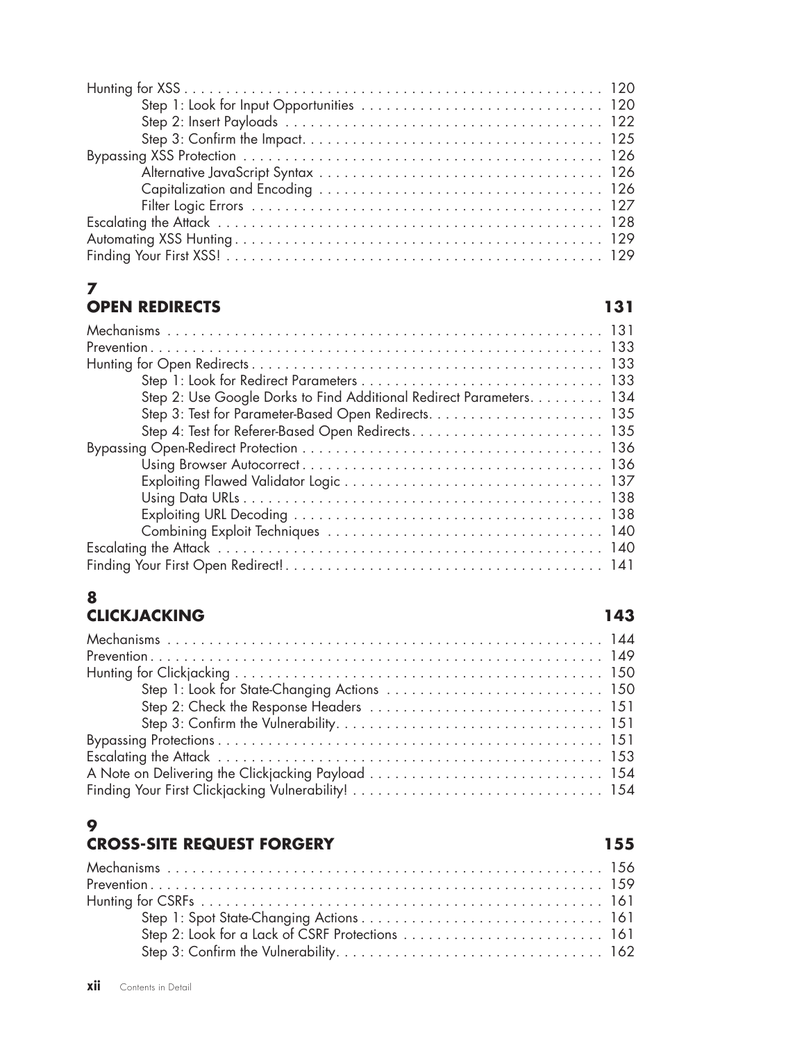Hunting for XSS . . . . . . . . . . . . . . . . . . . . . . . . . . . . . . . . . . . . . . . . . . . . . . . . . . 120
- Step 1: Look for Input Opportunities . . . . . . . . . . . . . . . . . . . . . . . . . . . . . 120
- Step 2: Insert Payloads . . . . . . . . . . . . . . . . . . . . . . . . . . . . . . . . . . . . . . . 122
- Step 3: Confirm the Impact. . . . . . . . . . . . . . . . . . . . . . . . . . . . . . . . . . . . . 125

Bypassing XSS Protection . . . . . . . . . . . . . . . . . . . . . . . . . . . . . . . . . . . . . . . . . . . 126
- Alternative JavaScript Syntax . . . . . . . . . . . . . . . . . . . . . . . . . . . . . . . . . . . 126
- Capitalization and Encoding . . . . . . . . . . . . . . . . . . . . . . . . . . . . . . . . . . . 126
- Filter Logic Errors . . . . . . . . . . . . . . . . . . . . . . . . . . . . . . . . . . . . . . . . . . 127

Escalating the Attack . . . . . . . . . . . . . . . . . . . . . . . . . . . . . . . . . . . . . . . . . . . . . . 128

Automating XSS Hunting . . . . . . . . . . . . . . . . . . . . . . . . . . . . . . . . . . . . . . . . . . . . 129

Finding Your First XSS! . . . . . . . . . . . . . . . . . . . . . . . . . . . . . . . . . . . . . . . . . . . . . 129

## 7 OPEN REDIRECTS 131

Mechanisms . . . . . . . . . . . . . . . . . . . . . . . . . . . . . . . . . . . . . . . . . . . . . . . . . . . . 131

Prevention . . . . . . . . . . . . . . . . . . . . . . . . . . . . . . . . . . . . . . . . . . . . . . . . . . . . . . 133

Hunting for Open Redirects . . . . . . . . . . . . . . . . . . . . . . . . . . . . . . . . . . . . . . . . . . 133
- Step 1: Look for Redirect Parameters . . . . . . . . . . . . . . . . . . . . . . . . . . . . . 133
- Step 2: Use Google Dorks to Find Additional Redirect Parameters. . . . . . . . . 134
- Step 3: Test for Parameter-Based Open Redirects. . . . . . . . . . . . . . . . . . . . . 135
- Step 4: Test for Referer-Based Open Redirects . . . . . . . . . . . . . . . . . . . . . . . 135

Bypassing Open-Redirect Protection . . . . . . . . . . . . . . . . . . . . . . . . . . . . . . . . . . . . 136
- Using Browser Autocorrect . . . . . . . . . . . . . . . . . . . . . . . . . . . . . . . . . . . . . 136
- Exploiting Flawed Validator Logic . . . . . . . . . . . . . . . . . . . . . . . . . . . . . . . . 137
- Using Data URLs . . . . . . . . . . . . . . . . . . . . . . . . . . . . . . . . . . . . . . . . . . . . 138
- Exploiting URL Decoding . . . . . . . . . . . . . . . . . . . . . . . . . . . . . . . . . . . . . . 138
- Combining Exploit Techniques . . . . . . . . . . . . . . . . . . . . . . . . . . . . . . . . . . 140

Escalating the Attack . . . . . . . . . . . . . . . . . . . . . . . . . . . . . . . . . . . . . . . . . . . . . . 140

Finding Your First Open Redirect! . . . . . . . . . . . . . . . . . . . . . . . . . . . . . . . . . . . . . 141

## 8 CLICKJACKING 143

Mechanisms . . . . . . . . . . . . . . . . . . . . . . . . . . . . . . . . . . . . . . . . . . . . . . . . . . . . 144

Prevention . . . . . . . . . . . . . . . . . . . . . . . . . . . . . . . . . . . . . . . . . . . . . . . . . . . . . 149

Hunting for Clickjacking . . . . . . . . . . . . . . . . . . . . . . . . . . . . . . . . . . . . . . . . . . . . 150
- Step 1: Look for State-Changing Actions . . . . . . . . . . . . . . . . . . . . . . . . . . . 150
- Step 2: Check the Response Headers . . . . . . . . . . . . . . . . . . . . . . . . . . . . . 151
- Step 3: Confirm the Vulnerability. . . . . . . . . . . . . . . . . . . . . . . . . . . . . . . . . 151

Bypassing Protections . . . . . . . . . . . . . . . . . . . . . . . . . . . . . . . . . . . . . . . . . . . . . . 151

Escalating the Attack . . . . . . . . . . . . . . . . . . . . . . . . . . . . . . . . . . . . . . . . . . . . . . 153

A Note on Delivering the Clickjacking Payload . . . . . . . . . . . . . . . . . . . . . . . . . . . . 154

Finding Your First Clickjacking Vulnerability! . . . . . . . . . . . . . . . . . . . . . . . . . . . . . 154

## 9 CROSS-SITE REQUEST FORGERY 155

Mechanisms . . . . . . . . . . . . . . . . . . . . . . . . . . . . . . . . . . . . . . . . . . . . . . . . . . . . 156

Prevention . . . . . . . . . . . . . . . . . . . . . . . . . . . . . . . . . . . . . . . . . . . . . . . . . . . . . 159

Hunting for CSRFs . . . . . . . . . . . . . . . . . . . . . . . . . . . . . . . . . . . . . . . . . . . . . . . . 161
- Step 1: Spot State-Changing Actions . . . . . . . . . . . . . . . . . . . . . . . . . . . . . . 161
- Step 2: Look for a Lack of CSRF Protections . . . . . . . . . . . . . . . . . . . . . . . . 161
- Step 3: Confirm the Vulnerability. . . . . . . . . . . . . . . . . . . . . . . . . . . . . . . . . 162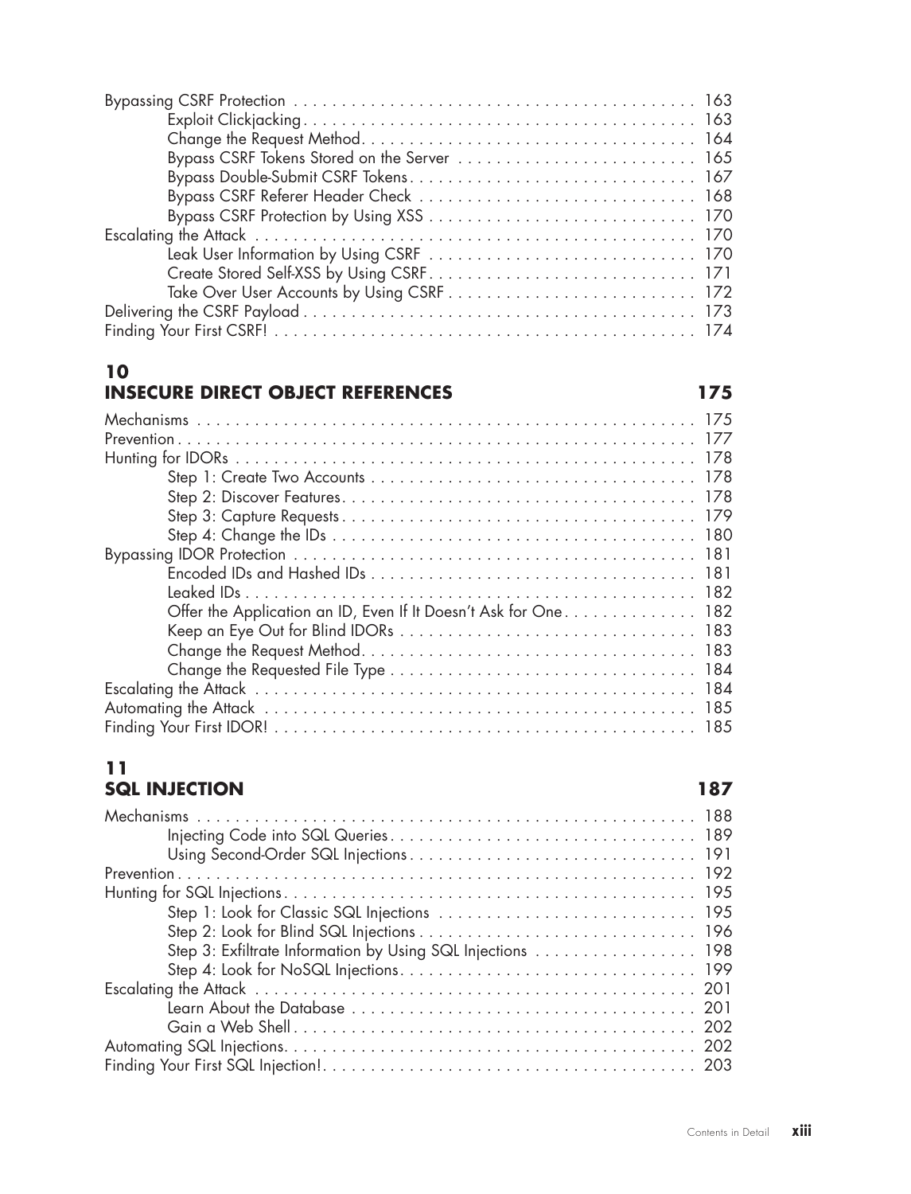Bypassing CSRF Protection . . . . . . . . . . 163
- Exploit Clickjacking . . . . . . . . . . 163
- Change the Request Method . . . . . . . . . . 164
- Bypass CSRF Tokens Stored on the Server . . . . . . . . . . 165
- Bypass Double-Submit CSRF Tokens . . . . . . . . . . 167
- Bypass CSRF Referer Header Check . . . . . . . . . . 168
- Bypass CSRF Protection by Using XSS . . . . . . . . . . 170

Escalating the Attack . . . . . . . . . . 170
- Leak User Information by Using CSRF . . . . . . . . . . 170
- Create Stored Self-XSS by Using CSRF . . . . . . . . . . 171
- Take Over User Accounts by Using CSRF . . . . . . . . . . 172

Delivering the CSRF Payload . . . . . . . . . . 173

Finding Your First CSRF! . . . . . . . . . . 174

## 10
## INSECURE DIRECT OBJECT REFERENCES 175

Mechanisms . . . . . . . . . . 175

Prevention . . . . . . . . . . 177

Hunting for IDORs . . . . . . . . . . 178
- Step 1: Create Two Accounts . . . . . . . . . . 178
- Step 2: Discover Features . . . . . . . . . . 178
- Step 3: Capture Requests . . . . . . . . . . 179
- Step 4: Change the IDs . . . . . . . . . . 180

Bypassing IDOR Protection . . . . . . . . . . 181
- Encoded IDs and Hashed IDs . . . . . . . . . . 181
- Leaked IDs . . . . . . . . . . 182
- Offer the Application an ID, Even If It Doesn't Ask for One . . . . . . . . . . 182
- Keep an Eye Out for Blind IDORs . . . . . . . . . . 183
- Change the Request Method . . . . . . . . . . 183
- Change the Requested File Type . . . . . . . . . . 184

Escalating the Attack . . . . . . . . . . 184

Automating the Attack . . . . . . . . . . 185

Finding Your First IDOR! . . . . . . . . . . 185

## 11
## SQL INJECTION 187

Mechanisms . . . . . . . . . . 188
- Injecting Code into SQL Queries . . . . . . . . . . 189
- Using Second-Order SQL Injections . . . . . . . . . . 191

Prevention . . . . . . . . . . 192

Hunting for SQL Injections . . . . . . . . . . 195
- Step 1: Look for Classic SQL Injections . . . . . . . . . . 195
- Step 2: Look for Blind SQL Injections . . . . . . . . . . 196
- Step 3: Exfiltrate Information by Using SQL Injections . . . . . . . . . . 198
- Step 4: Look for NoSQL Injections . . . . . . . . . . 199

Escalating the Attack . . . . . . . . . . 201
- Learn About the Database . . . . . . . . . . 201
- Gain a Web Shell . . . . . . . . . . 202

Automating SQL Injections . . . . . . . . . . 202

Finding Your First SQL Injection! . . . . . . . . . . 203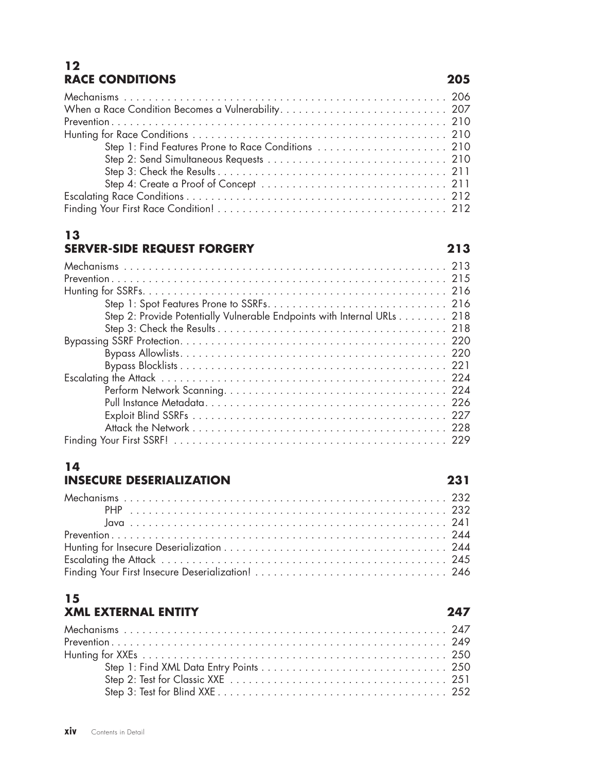## 12 RACE CONDITIONS 205

Mechanisms . . . . . . . . . . . . . . . . . . . . . . . . . . . . . . . . . . . . . . . . . . . . . . . . . . . . 206
When a Race Condition Becomes a Vulnerability . . . . . . . . . . . . . . . . . . . . . . . . . . . 207
Prevention . . . . . . . . . . . . . . . . . . . . . . . . . . . . . . . . . . . . . . . . . . . . . . . . . . . . . 210
Hunting for Race Conditions . . . . . . . . . . . . . . . . . . . . . . . . . . . . . . . . . . . . . . . . . 210
    Step 1: Find Features Prone to Race Conditions . . . . . . . . . . . . . . . . . . . . . 210
    Step 2: Send Simultaneous Requests . . . . . . . . . . . . . . . . . . . . . . . . . . . . . 210
    Step 3: Check the Results . . . . . . . . . . . . . . . . . . . . . . . . . . . . . . . . . . . . . 211
    Step 4: Create a Proof of Concept . . . . . . . . . . . . . . . . . . . . . . . . . . . . . . 211
Escalating Race Conditions . . . . . . . . . . . . . . . . . . . . . . . . . . . . . . . . . . . . . . . . . . 212
Finding Your First Race Condition! . . . . . . . . . . . . . . . . . . . . . . . . . . . . . . . . . . . . 212

## 13 SERVER-SIDE REQUEST FORGERY 213

Mechanisms . . . . . . . . . . . . . . . . . . . . . . . . . . . . . . . . . . . . . . . . . . . . . . . . . . . . 213
Prevention . . . . . . . . . . . . . . . . . . . . . . . . . . . . . . . . . . . . . . . . . . . . . . . . . . . . . 215
Hunting for SSRFs . . . . . . . . . . . . . . . . . . . . . . . . . . . . . . . . . . . . . . . . . . . . . . . . 216
    Step 1: Spot Features Prone to SSRFs . . . . . . . . . . . . . . . . . . . . . . . . . . . . 216
    Step 2: Provide Potentially Vulnerable Endpoints with Internal URLs . . . . . . . . 218
    Step 3: Check the Results . . . . . . . . . . . . . . . . . . . . . . . . . . . . . . . . . . . . . 218
Bypassing SSRF Protection . . . . . . . . . . . . . . . . . . . . . . . . . . . . . . . . . . . . . . . . . . 220
    Bypass Allowlists . . . . . . . . . . . . . . . . . . . . . . . . . . . . . . . . . . . . . . . . . . . 220
    Bypass Blocklists . . . . . . . . . . . . . . . . . . . . . . . . . . . . . . . . . . . . . . . . . . . 221
Escalating the Attack . . . . . . . . . . . . . . . . . . . . . . . . . . . . . . . . . . . . . . . . . . . . . 224
    Perform Network Scanning . . . . . . . . . . . . . . . . . . . . . . . . . . . . . . . . . . . . 224
    Pull Instance Metadata . . . . . . . . . . . . . . . . . . . . . . . . . . . . . . . . . . . . . . . 226
    Exploit Blind SSRFs . . . . . . . . . . . . . . . . . . . . . . . . . . . . . . . . . . . . . . . . . 227
    Attack the Network . . . . . . . . . . . . . . . . . . . . . . . . . . . . . . . . . . . . . . . . . 228
Finding Your First SSRF! . . . . . . . . . . . . . . . . . . . . . . . . . . . . . . . . . . . . . . . . . . . 229

## 14 INSECURE DESERIALIZATION 231

Mechanisms . . . . . . . . . . . . . . . . . . . . . . . . . . . . . . . . . . . . . . . . . . . . . . . . . . . . 232
    PHP . . . . . . . . . . . . . . . . . . . . . . . . . . . . . . . . . . . . . . . . . . . . . . . . . . . 232
    Java . . . . . . . . . . . . . . . . . . . . . . . . . . . . . . . . . . . . . . . . . . . . . . . . . . . 241
Prevention . . . . . . . . . . . . . . . . . . . . . . . . . . . . . . . . . . . . . . . . . . . . . . . . . . . . . 244
Hunting for Insecure Deserialization . . . . . . . . . . . . . . . . . . . . . . . . . . . . . . . . . . . 244
Escalating the Attack . . . . . . . . . . . . . . . . . . . . . . . . . . . . . . . . . . . . . . . . . . . . . 245
Finding Your First Insecure Deserialization! . . . . . . . . . . . . . . . . . . . . . . . . . . . . . . 246

## 15 XML EXTERNAL ENTITY 247

Mechanisms . . . . . . . . . . . . . . . . . . . . . . . . . . . . . . . . . . . . . . . . . . . . . . . . . . . . 247
Prevention . . . . . . . . . . . . . . . . . . . . . . . . . . . . . . . . . . . . . . . . . . . . . . . . . . . . . 249
Hunting for XXEs . . . . . . . . . . . . . . . . . . . . . . . . . . . . . . . . . . . . . . . . . . . . . . . . 250
    Step 1: Find XML Data Entry Points . . . . . . . . . . . . . . . . . . . . . . . . . . . . . . 250
    Step 2: Test for Classic XXE . . . . . . . . . . . . . . . . . . . . . . . . . . . . . . . . . . . 251
    Step 3: Test for Blind XXE . . . . . . . . . . . . . . . . . . . . . . . . . . . . . . . . . . . . . 252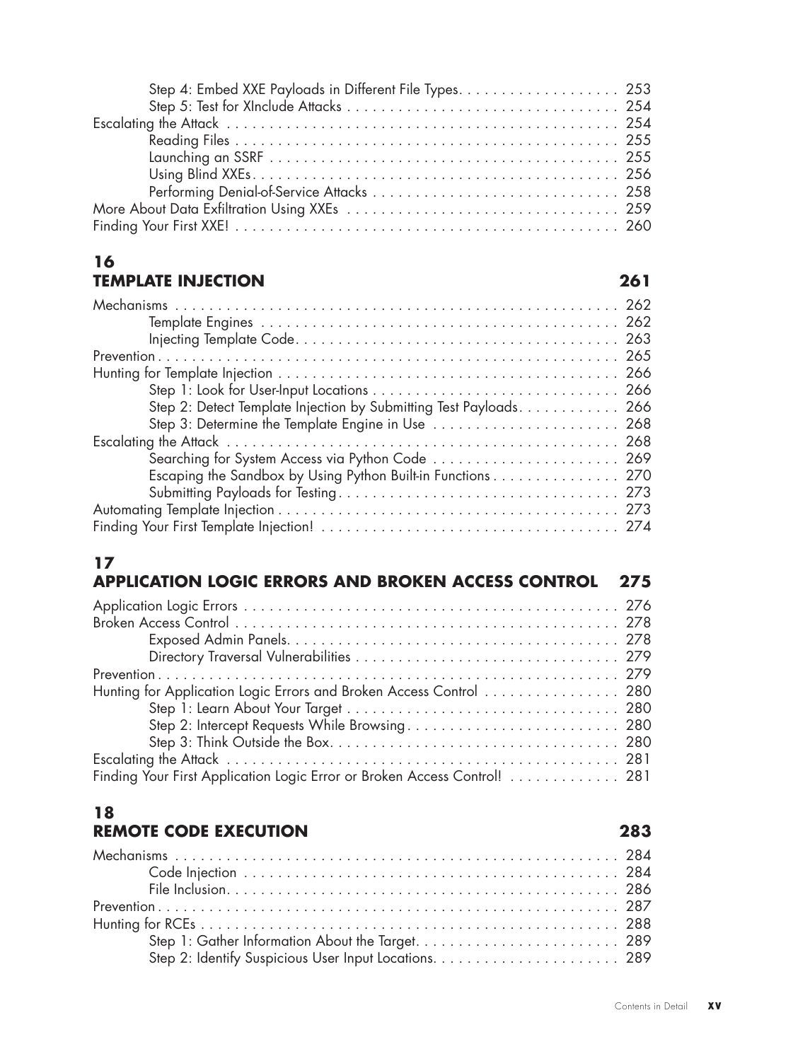Step 4: Embed XXE Payloads in Different File Types . . . . . . . . . . . . . . . . . . . 253
Step 5: Test for XInclude Attacks . . . . . . . . . . . . . . . . . . . . . . . . . . . . . . . . 254
Escalating the Attack . . . . . . . . . . . . . . . . . . . . . . . . . . . . . . . . . . . . . . . . . . . . . . 254
Reading Files . . . . . . . . . . . . . . . . . . . . . . . . . . . . . . . . . . . . . . . . . . . . . 255
Launching an SSRF . . . . . . . . . . . . . . . . . . . . . . . . . . . . . . . . . . . . . . . . . . 255
Using Blind XXEs . . . . . . . . . . . . . . . . . . . . . . . . . . . . . . . . . . . . . . . . . . . 256
Performing Denial-of-Service Attacks . . . . . . . . . . . . . . . . . . . . . . . . . . . . . 258
More About Data Exfiltration Using XXEs . . . . . . . . . . . . . . . . . . . . . . . . . . . . . . . . 259
Finding Your First XXE! . . . . . . . . . . . . . . . . . . . . . . . . . . . . . . . . . . . . . . . . . . . . . . 260

## 16 TEMPLATE INJECTION 261

Mechanisms . . . . . . . . . . . . . . . . . . . . . . . . . . . . . . . . . . . . . . . . . . . . . . . . . . . . . 262
Template Engines . . . . . . . . . . . . . . . . . . . . . . . . . . . . . . . . . . . . . . . . . . . 262
Injecting Template Code . . . . . . . . . . . . . . . . . . . . . . . . . . . . . . . . . . . . . . . 263
Prevention . . . . . . . . . . . . . . . . . . . . . . . . . . . . . . . . . . . . . . . . . . . . . . . . . . . . . . . 265
Hunting for Template Injection . . . . . . . . . . . . . . . . . . . . . . . . . . . . . . . . . . . . . . . . . 266
Step 1: Look for User-Input Locations . . . . . . . . . . . . . . . . . . . . . . . . . . . . . 266
Step 2: Detect Template Injection by Submitting Test Payloads . . . . . . . . . . . . 266
Step 3: Determine the Template Engine in Use . . . . . . . . . . . . . . . . . . . . . . . 268
Escalating the Attack . . . . . . . . . . . . . . . . . . . . . . . . . . . . . . . . . . . . . . . . . . . . . . 268
Searching for System Access via Python Code . . . . . . . . . . . . . . . . . . . . . . 269
Escaping the Sandbox by Using Python Built-in Functions . . . . . . . . . . . . . . . 270
Submitting Payloads for Testing . . . . . . . . . . . . . . . . . . . . . . . . . . . . . . . . . . 273
Automating Template Injection . . . . . . . . . . . . . . . . . . . . . . . . . . . . . . . . . . . . . . . . . 273
Finding Your First Template Injection! . . . . . . . . . . . . . . . . . . . . . . . . . . . . . . . . . . . 274

## 17 APPLICATION LOGIC ERRORS AND BROKEN ACCESS CONTROL 275

Application Logic Errors . . . . . . . . . . . . . . . . . . . . . . . . . . . . . . . . . . . . . . . . . . . . . 276
Broken Access Control . . . . . . . . . . . . . . . . . . . . . . . . . . . . . . . . . . . . . . . . . . . . . . 278
Exposed Admin Panels . . . . . . . . . . . . . . . . . . . . . . . . . . . . . . . . . . . . . . . . 278
Directory Traversal Vulnerabilities . . . . . . . . . . . . . . . . . . . . . . . . . . . . . . . . 279
Prevention . . . . . . . . . . . . . . . . . . . . . . . . . . . . . . . . . . . . . . . . . . . . . . . . . . . . . . . 279
Hunting for Application Logic Errors and Broken Access Control . . . . . . . . . . . . . . . . 280
Step 1: Learn About Your Target . . . . . . . . . . . . . . . . . . . . . . . . . . . . . . . . 280
Step 2: Intercept Requests While Browsing . . . . . . . . . . . . . . . . . . . . . . . . . 280
Step 3: Think Outside the Box . . . . . . . . . . . . . . . . . . . . . . . . . . . . . . . . . . 280
Escalating the Attack . . . . . . . . . . . . . . . . . . . . . . . . . . . . . . . . . . . . . . . . . . . . . . 281
Finding Your First Application Logic Error or Broken Access Control! . . . . . . . . . . . . . 281

## 18 REMOTE CODE EXECUTION 283

Mechanisms . . . . . . . . . . . . . . . . . . . . . . . . . . . . . . . . . . . . . . . . . . . . . . . . . . . . . 284
Code Injection . . . . . . . . . . . . . . . . . . . . . . . . . . . . . . . . . . . . . . . . . . . . . 284
File Inclusion . . . . . . . . . . . . . . . . . . . . . . . . . . . . . . . . . . . . . . . . . . . . . . 286
Prevention . . . . . . . . . . . . . . . . . . . . . . . . . . . . . . . . . . . . . . . . . . . . . . . . . . . . . . . 287
Hunting for RCEs . . . . . . . . . . . . . . . . . . . . . . . . . . . . . . . . . . . . . . . . . . . . . . . . . . 288
Step 1: Gather Information About the Target . . . . . . . . . . . . . . . . . . . . . . . . 289
Step 2: Identify Suspicious User Input Locations . . . . . . . . . . . . . . . . . . . . . . 289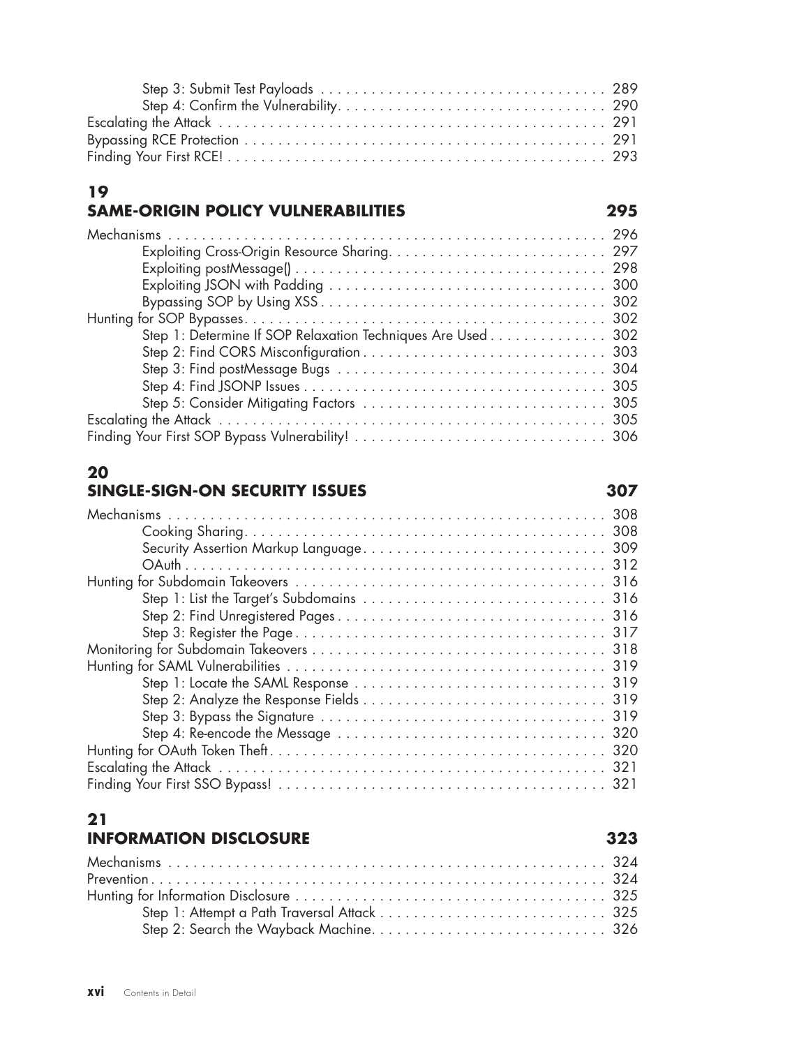Step 3: Submit Test Payloads . . . . . . . . . . . . . . . . . . . . . . . . . . . . . . . . . . 289
Step 4: Confirm the Vulnerability. . . . . . . . . . . . . . . . . . . . . . . . . . . . . . . . 290
Escalating the Attack . . . . . . . . . . . . . . . . . . . . . . . . . . . . . . . . . . . . . . . . . . 291
Bypassing RCE Protection . . . . . . . . . . . . . . . . . . . . . . . . . . . . . . . . . . . . . . . 291
Finding Your First RCE! . . . . . . . . . . . . . . . . . . . . . . . . . . . . . . . . . . . . . . . . 293

## 19
## SAME-ORIGIN POLICY VULNERABILITIES 295

Mechanisms . . . . . . . . . . . . . . . . . . . . . . . . . . . . . . . . . . . . . . . . . . . . . . . . 296
Exploiting Cross-Origin Resource Sharing. . . . . . . . . . . . . . . . . . . . . . . . . . 297
Exploiting postMessage() . . . . . . . . . . . . . . . . . . . . . . . . . . . . . . . . . . . . . 298
Exploiting JSON with Padding . . . . . . . . . . . . . . . . . . . . . . . . . . . . . . . . . 300
Bypassing SOP by Using XSS . . . . . . . . . . . . . . . . . . . . . . . . . . . . . . . . . . 302
Hunting for SOP Bypasses. . . . . . . . . . . . . . . . . . . . . . . . . . . . . . . . . . . . . . . 302
Step 1: Determine If SOP Relaxation Techniques Are Used . . . . . . . . . . . . . . 302
Step 2: Find CORS Misconfiguration . . . . . . . . . . . . . . . . . . . . . . . . . . . . . 303
Step 3: Find postMessage Bugs . . . . . . . . . . . . . . . . . . . . . . . . . . . . . . . . 304
Step 4: Find JSONP Issues . . . . . . . . . . . . . . . . . . . . . . . . . . . . . . . . . . . . 305
Step 5: Consider Mitigating Factors . . . . . . . . . . . . . . . . . . . . . . . . . . . . . 305
Escalating the Attack . . . . . . . . . . . . . . . . . . . . . . . . . . . . . . . . . . . . . . . . . . 305
Finding Your First SOP Bypass Vulnerability! . . . . . . . . . . . . . . . . . . . . . . . . . 306

## 20
## SINGLE-SIGN-ON SECURITY ISSUES 307

Mechanisms . . . . . . . . . . . . . . . . . . . . . . . . . . . . . . . . . . . . . . . . . . . . . . . . 308
Cooking Sharing. . . . . . . . . . . . . . . . . . . . . . . . . . . . . . . . . . . . . . . . . . . 308
Security Assertion Markup Language. . . . . . . . . . . . . . . . . . . . . . . . . . . . . 309
OAuth . . . . . . . . . . . . . . . . . . . . . . . . . . . . . . . . . . . . . . . . . . . . . . . . . 312
Hunting for Subdomain Takeovers . . . . . . . . . . . . . . . . . . . . . . . . . . . . . . . . . 316
Step 1: List the Target's Subdomains . . . . . . . . . . . . . . . . . . . . . . . . . . . . . 316
Step 2: Find Unregistered Pages . . . . . . . . . . . . . . . . . . . . . . . . . . . . . . . . 316
Step 3: Register the Page . . . . . . . . . . . . . . . . . . . . . . . . . . . . . . . . . . . . 317
Monitoring for Subdomain Takeovers . . . . . . . . . . . . . . . . . . . . . . . . . . . . . . . 318
Hunting for SAML Vulnerabilities . . . . . . . . . . . . . . . . . . . . . . . . . . . . . . . . . 319
Step 1: Locate the SAML Response . . . . . . . . . . . . . . . . . . . . . . . . . . . . . . 319
Step 2: Analyze the Response Fields . . . . . . . . . . . . . . . . . . . . . . . . . . . . . 319
Step 3: Bypass the Signature . . . . . . . . . . . . . . . . . . . . . . . . . . . . . . . . . . 319
Step 4: Re-encode the Message . . . . . . . . . . . . . . . . . . . . . . . . . . . . . . . . 320
Hunting for OAuth Token Theft . . . . . . . . . . . . . . . . . . . . . . . . . . . . . . . . . . . 320
Escalating the Attack . . . . . . . . . . . . . . . . . . . . . . . . . . . . . . . . . . . . . . . . . . 321
Finding Your First SSO Bypass! . . . . . . . . . . . . . . . . . . . . . . . . . . . . . . . . . . 321

## 21
## INFORMATION DISCLOSURE 323

Mechanisms . . . . . . . . . . . . . . . . . . . . . . . . . . . . . . . . . . . . . . . . . . . . . . . . 324
Prevention . . . . . . . . . . . . . . . . . . . . . . . . . . . . . . . . . . . . . . . . . . . . . . . . . 324
Hunting for Information Disclosure . . . . . . . . . . . . . . . . . . . . . . . . . . . . . . . . 325
Step 1: Attempt a Path Traversal Attack . . . . . . . . . . . . . . . . . . . . . . . . . . . 325
Step 2: Search the Wayback Machine. . . . . . . . . . . . . . . . . . . . . . . . . . . . . 326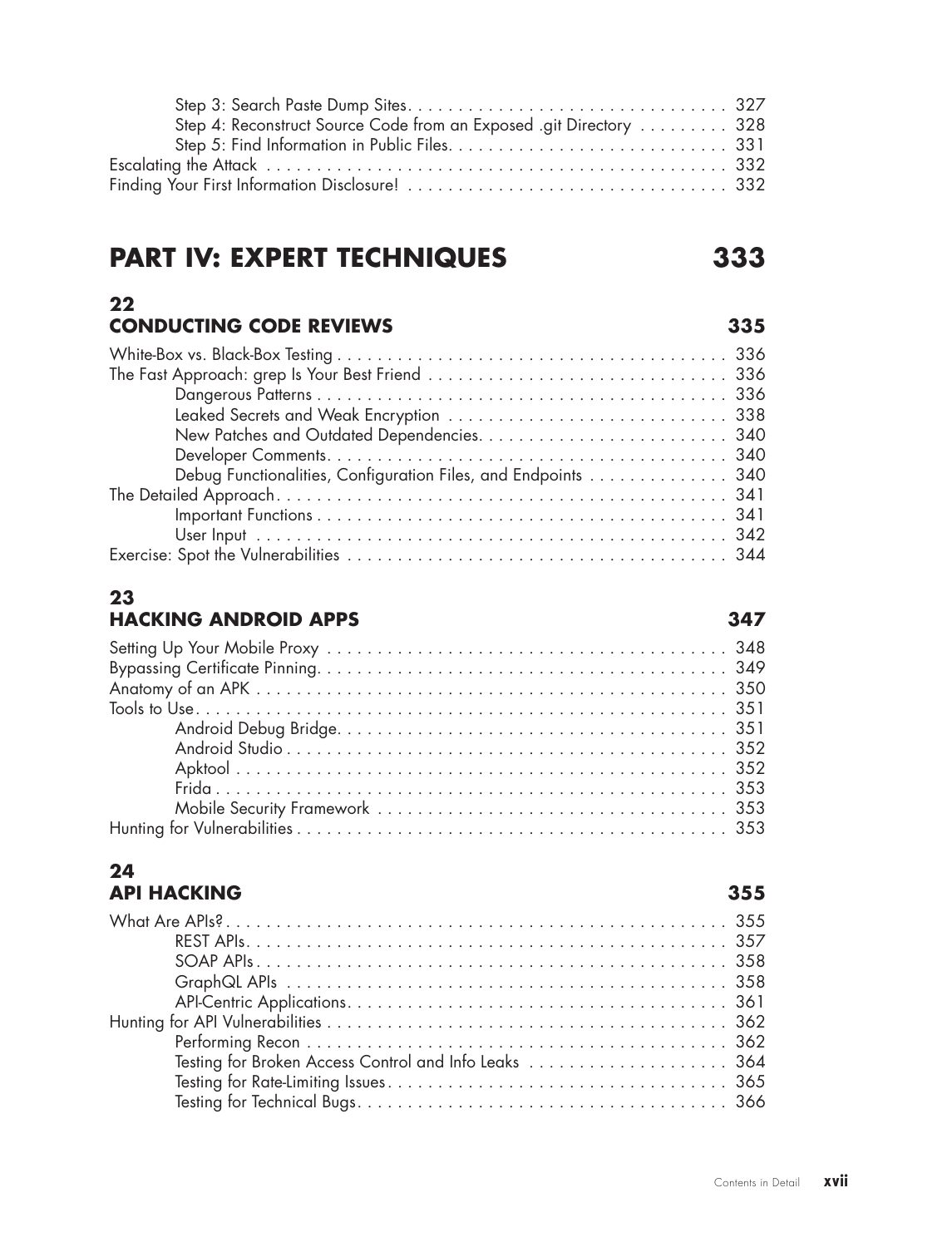Step 3: Search Paste Dump Sites . . . . . . . . . . . . . . . . . . . . . . . . . . . . . . . 327
Step 4: Reconstruct Source Code from an Exposed .git Directory . . . . . . . . . 328
Step 5: Find Information in Public Files . . . . . . . . . . . . . . . . . . . . . . . . . . . 331
Escalating the Attack . . . . . . . . . . . . . . . . . . . . . . . . . . . . . . . . . . . . . . . . . . . . 332
Finding Your First Information Disclosure! . . . . . . . . . . . . . . . . . . . . . . . . . . . . . . . 332

# PART IV: EXPERT TECHNIQUES 333

## 22 CONDUCTING CODE REVIEWS 335

White-Box vs. Black-Box Testing . . . . . . . . . . . . . . . . . . . . . . . . . . . . . . . . . . . . . . . 336
The Fast Approach: grep Is Your Best Friend . . . . . . . . . . . . . . . . . . . . . . . . . . . . . . 336
Dangerous Patterns . . . . . . . . . . . . . . . . . . . . . . . . . . . . . . . . . . . . . . . . . . . . . 336
Leaked Secrets and Weak Encryption . . . . . . . . . . . . . . . . . . . . . . . . . . . . . . . 338
New Patches and Outdated Dependencies . . . . . . . . . . . . . . . . . . . . . . . . . . . . 340
Developer Comments . . . . . . . . . . . . . . . . . . . . . . . . . . . . . . . . . . . . . . . . . . . 340
Debug Functionalities, Configuration Files, and Endpoints . . . . . . . . . . . . . . . 340
The Detailed Approach . . . . . . . . . . . . . . . . . . . . . . . . . . . . . . . . . . . . . . . . . . . . . . 341
Important Functions . . . . . . . . . . . . . . . . . . . . . . . . . . . . . . . . . . . . . . . . . . . . . 341
User Input . . . . . . . . . . . . . . . . . . . . . . . . . . . . . . . . . . . . . . . . . . . . . . . . . . . 342
Exercise: Spot the Vulnerabilities . . . . . . . . . . . . . . . . . . . . . . . . . . . . . . . . . . . . . . 344

## 23 HACKING ANDROID APPS 347

Setting Up Your Mobile Proxy . . . . . . . . . . . . . . . . . . . . . . . . . . . . . . . . . . . . . . . . . 348
Bypassing Certificate Pinning . . . . . . . . . . . . . . . . . . . . . . . . . . . . . . . . . . . . . . . . . 349
Anatomy of an APK . . . . . . . . . . . . . . . . . . . . . . . . . . . . . . . . . . . . . . . . . . . . . . . . 350
Tools to Use . . . . . . . . . . . . . . . . . . . . . . . . . . . . . . . . . . . . . . . . . . . . . . . . . . . . . 351
Android Debug Bridge . . . . . . . . . . . . . . . . . . . . . . . . . . . . . . . . . . . . . . . . . . . 351
Android Studio . . . . . . . . . . . . . . . . . . . . . . . . . . . . . . . . . . . . . . . . . . . . . . . . 352
Apktool . . . . . . . . . . . . . . . . . . . . . . . . . . . . . . . . . . . . . . . . . . . . . . . . . . . . . 352
Frida . . . . . . . . . . . . . . . . . . . . . . . . . . . . . . . . . . . . . . . . . . . . . . . . . . . . . . . 353
Mobile Security Framework . . . . . . . . . . . . . . . . . . . . . . . . . . . . . . . . . . . . . . . 353
Hunting for Vulnerabilities . . . . . . . . . . . . . . . . . . . . . . . . . . . . . . . . . . . . . . . . . . . 353

## 24 API HACKING 355

What Are APIs? . . . . . . . . . . . . . . . . . . . . . . . . . . . . . . . . . . . . . . . . . . . . . . . . . . . 355
REST APIs . . . . . . . . . . . . . . . . . . . . . . . . . . . . . . . . . . . . . . . . . . . . . . . . . . . . 357
SOAP APIs . . . . . . . . . . . . . . . . . . . . . . . . . . . . . . . . . . . . . . . . . . . . . . . . . . . 358
GraphQL APIs . . . . . . . . . . . . . . . . . . . . . . . . . . . . . . . . . . . . . . . . . . . . . . . . 358
API-Centric Applications . . . . . . . . . . . . . . . . . . . . . . . . . . . . . . . . . . . . . . . . . 361
Hunting for API Vulnerabilities . . . . . . . . . . . . . . . . . . . . . . . . . . . . . . . . . . . . . . . . 362
Performing Recon . . . . . . . . . . . . . . . . . . . . . . . . . . . . . . . . . . . . . . . . . . . . . . 362
Testing for Broken Access Control and Info Leaks . . . . . . . . . . . . . . . . . . . . . . 364
Testing for Rate-Limiting Issues . . . . . . . . . . . . . . . . . . . . . . . . . . . . . . . . . . . . 365
Testing for Technical Bugs . . . . . . . . . . . . . . . . . . . . . . . . . . . . . . . . . . . . . . . . 366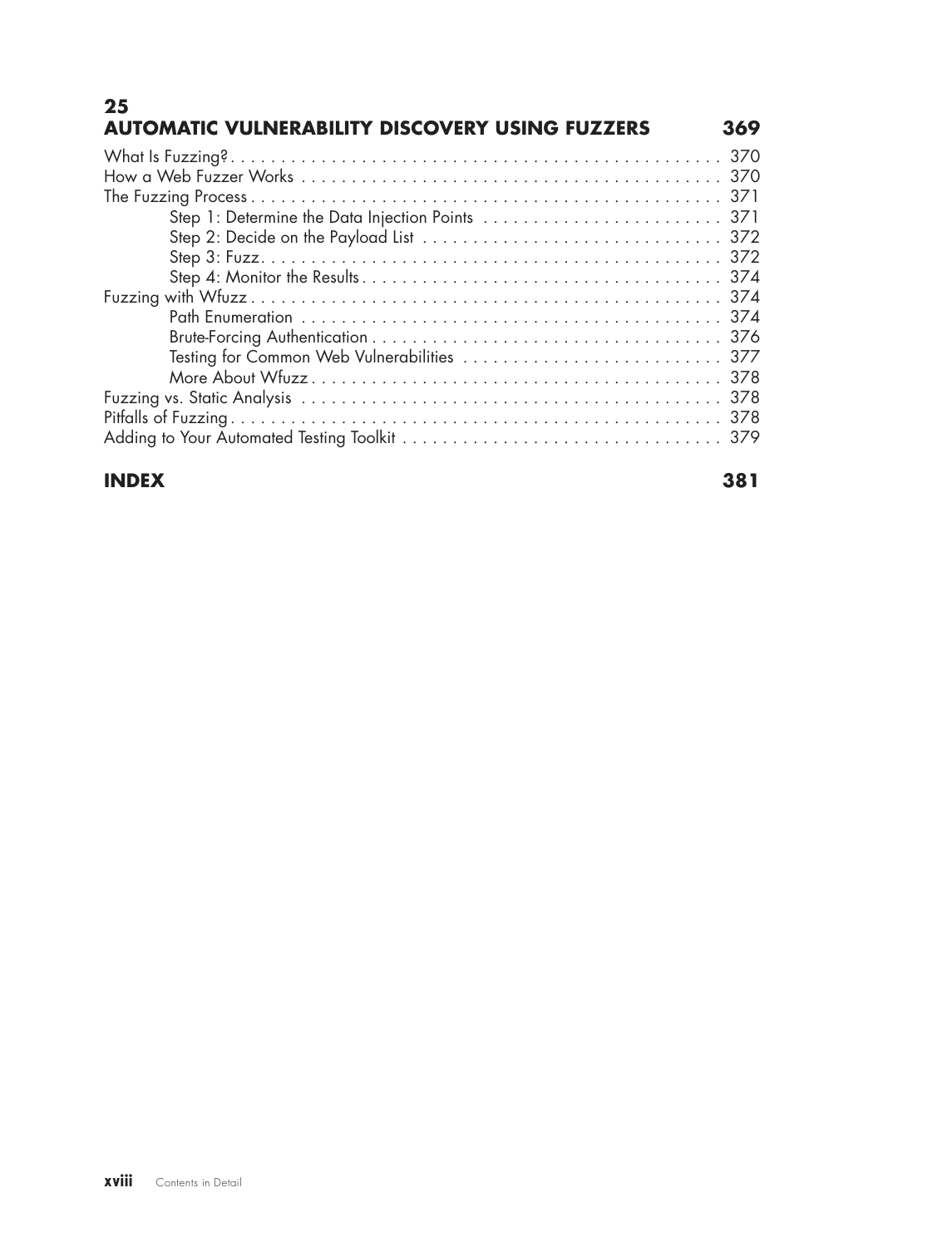## 25
## AUTOMATIC VULNERABILITY DISCOVERY USING FUZZERS 369

What Is Fuzzing? . . . . . . . . . . . . . . . . . . . . . . . . . . . . . . . . . . . . . . . . . . . . . . . . . . 370
How a Web Fuzzer Works . . . . . . . . . . . . . . . . . . . . . . . . . . . . . . . . . . . . . . . . . . . . 370
The Fuzzing Process . . . . . . . . . . . . . . . . . . . . . . . . . . . . . . . . . . . . . . . . . . . . . . . 371
    Step 1: Determine the Data Injection Points . . . . . . . . . . . . . . . . . . . . . . . . . 371
    Step 2: Decide on the Payload List . . . . . . . . . . . . . . . . . . . . . . . . . . . . . . . 372
    Step 3: Fuzz . . . . . . . . . . . . . . . . . . . . . . . . . . . . . . . . . . . . . . . . . . . . . . . 372
    Step 4: Monitor the Results . . . . . . . . . . . . . . . . . . . . . . . . . . . . . . . . . . . . . 374
Fuzzing with Wfuzz . . . . . . . . . . . . . . . . . . . . . . . . . . . . . . . . . . . . . . . . . . . . . . . 374
    Path Enumeration . . . . . . . . . . . . . . . . . . . . . . . . . . . . . . . . . . . . . . . . . . . 374
    Brute-Forcing Authentication . . . . . . . . . . . . . . . . . . . . . . . . . . . . . . . . . . . . 376
    Testing for Common Web Vulnerabilities . . . . . . . . . . . . . . . . . . . . . . . . . . . 377
    More About Wfuzz . . . . . . . . . . . . . . . . . . . . . . . . . . . . . . . . . . . . . . . . . . . 378
Fuzzing vs. Static Analysis . . . . . . . . . . . . . . . . . . . . . . . . . . . . . . . . . . . . . . . . . . 378
Pitfalls of Fuzzing . . . . . . . . . . . . . . . . . . . . . . . . . . . . . . . . . . . . . . . . . . . . . . . . 378
Adding to Your Automated Testing Toolkit . . . . . . . . . . . . . . . . . . . . . . . . . . . . . . . . 379

## INDEX 381